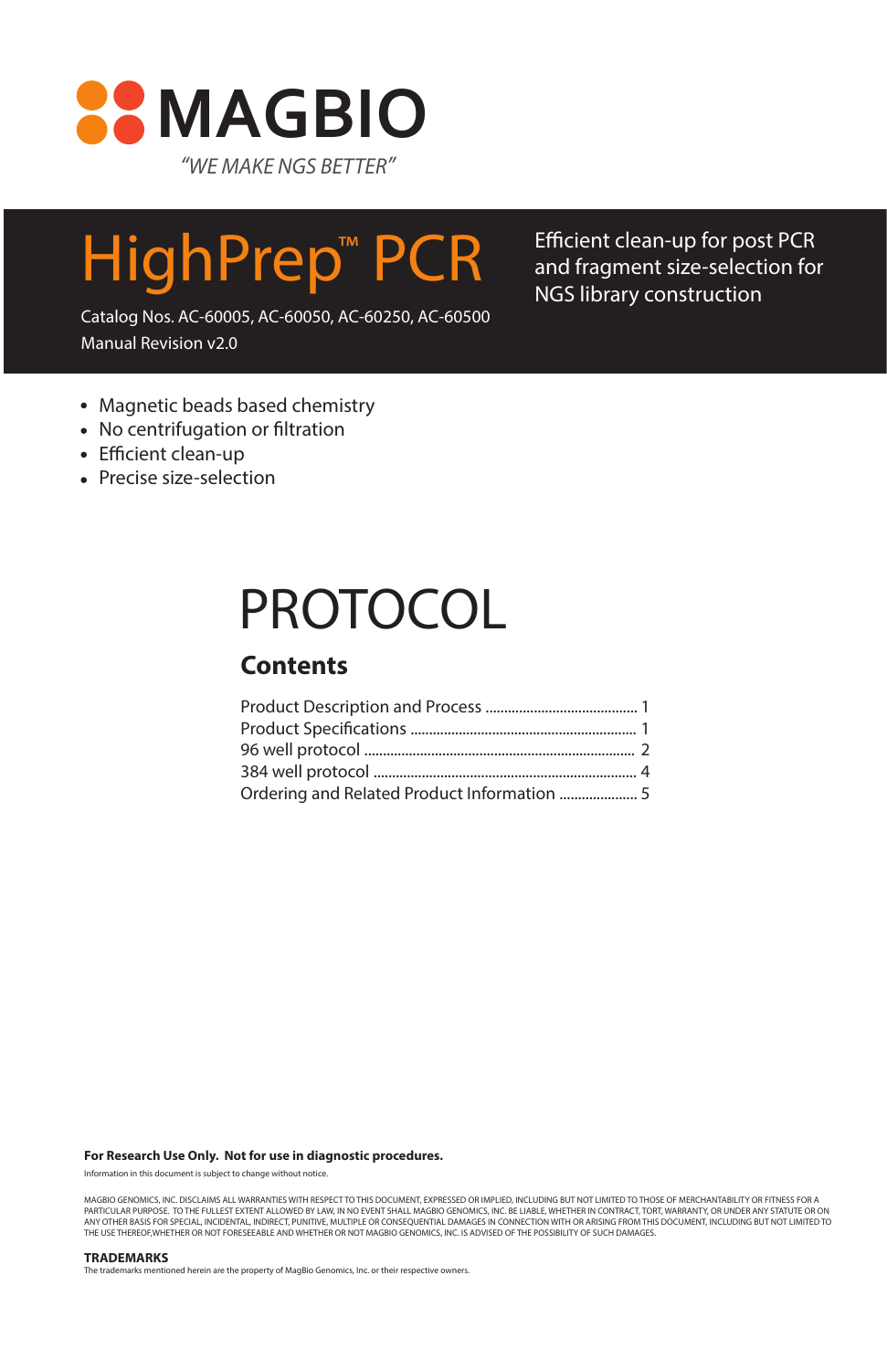# MAGBIO

*"WE MAKE NGS BETTER"*

# HighPrep™ PCR

Efficient clean-up for post PCR and fragment size-selection for NGS library construction

Catalog Nos. AC-60005, AC-60050, AC-60250, AC-60500

Manual Revision v2.0

- Magnetic beads based chemistry
- No centrifugation or filtration
- Efficient clean-up
- Precise size-selection

# PROTOCOL

## Contents

Product Description and Process ........................................ 1
Product Specifications ............................................................ 1
96 well protocol ........................................................................ 2
384 well protocol ...................................................................... 4
Ordering and Related Product Information ..................... 5

**For Research Use Only. Not for use in diagnostic procedures.**

Information in this document is subject to change without notice.

MAGBIO GENOMICS, INC. DISCLAIMS ALL WARRANTIES WITH RESPECT TO THIS DOCUMENT, EXPRESSED OR IMPLIED, INCLUDING BUT NOT LIMITED TO THOSE OF MERCHANTABILITY OR FITNESS FOR A PARTICULAR PURPOSE. TO THE FULLEST EXTENT ALLOWED BY LAW, IN NO EVENT SHALL MAGBIO GENOMICS, INC. BE LIABLE, WHETHER IN CONTRACT, TORT, WARRANTY, OR UNDER ANY STATUTE OR ON ANY OTHER BASIS FOR SPECIAL, INCIDENTAL, INDIRECT, PUNITIVE, MULTIPLE OR CONSEQUENTIAL DAMAGES IN CONNECTION WITH OR ARISING FROM THIS DOCUMENT, INCLUDING BUT NOT LIMITED TO THE USE THEREOF,WHETHER OR NOT FORESEEABLE AND WHETHER OR NOT MAGBIO GENOMICS, INC. IS ADVISED OF THE POSSIBILITY OF SUCH DAMAGES.

**TRADEMARKS**

The trademarks mentioned herein are the property of MagBio Genomics, Inc. or their respective owners.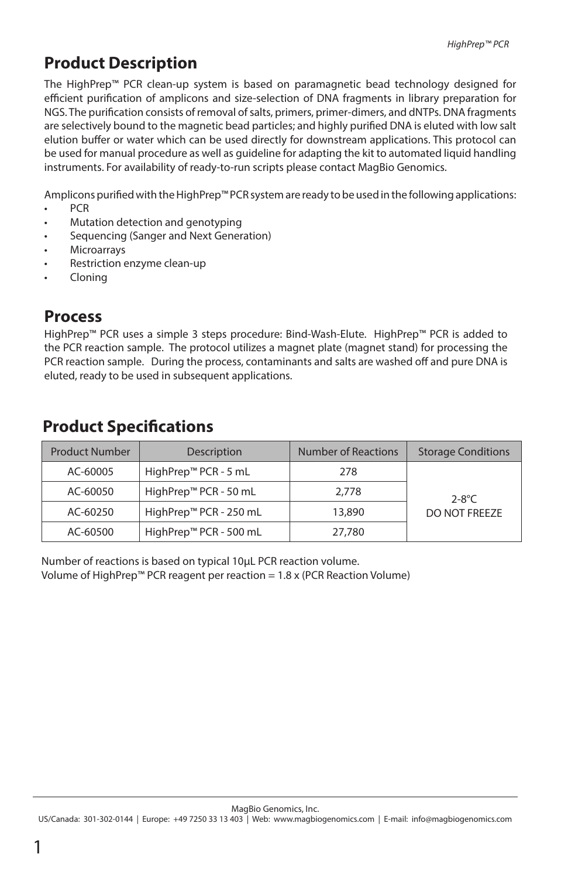## Product Description

The HighPrep™ PCR clean-up system is based on paramagnetic bead technology designed for efficient purification of amplicons and size-selection of DNA fragments in library preparation for NGS. The purification consists of removal of salts, primers, primer-dimers, and dNTPs. DNA fragments are selectively bound to the magnetic bead particles; and highly purified DNA is eluted with low salt elution buffer or water which can be used directly for downstream applications. This protocol can be used for manual procedure as well as guideline for adapting the kit to automated liquid handling instruments. For availability of ready-to-run scripts please contact MagBio Genomics.

Amplicons purified with the HighPrep™ PCR system are ready to be used in the following applications:

- PCR
- Mutation detection and genotyping
- Sequencing (Sanger and Next Generation)
- Microarrays
- Restriction enzyme clean-up
- Cloning

## Process

HighPrep™ PCR uses a simple 3 steps procedure: Bind-Wash-Elute. HighPrep™ PCR is added to the PCR reaction sample. The protocol utilizes a magnet plate (magnet stand) for processing the PCR reaction sample. During the process, contaminants and salts are washed off and pure DNA is eluted, ready to be used in subsequent applications.

## Product Specifications

| Product Number | Description | Number of Reactions | Storage Conditions |
|---|---|---|---|
| AC-60005 | HighPrep™ PCR - 5 mL | 278 | 2-8°C DO NOT FREEZE |
| AC-60050 | HighPrep™ PCR - 50 mL | 2,778 | |
| AC-60250 | HighPrep™ PCR - 250 mL | 13,890 | |
| AC-60500 | HighPrep™ PCR - 500 mL | 27,780 | |

Number of reactions is based on typical 10µL PCR reaction volume.
Volume of HighPrep™ PCR reagent per reaction = 1.8 x (PCR Reaction Volume)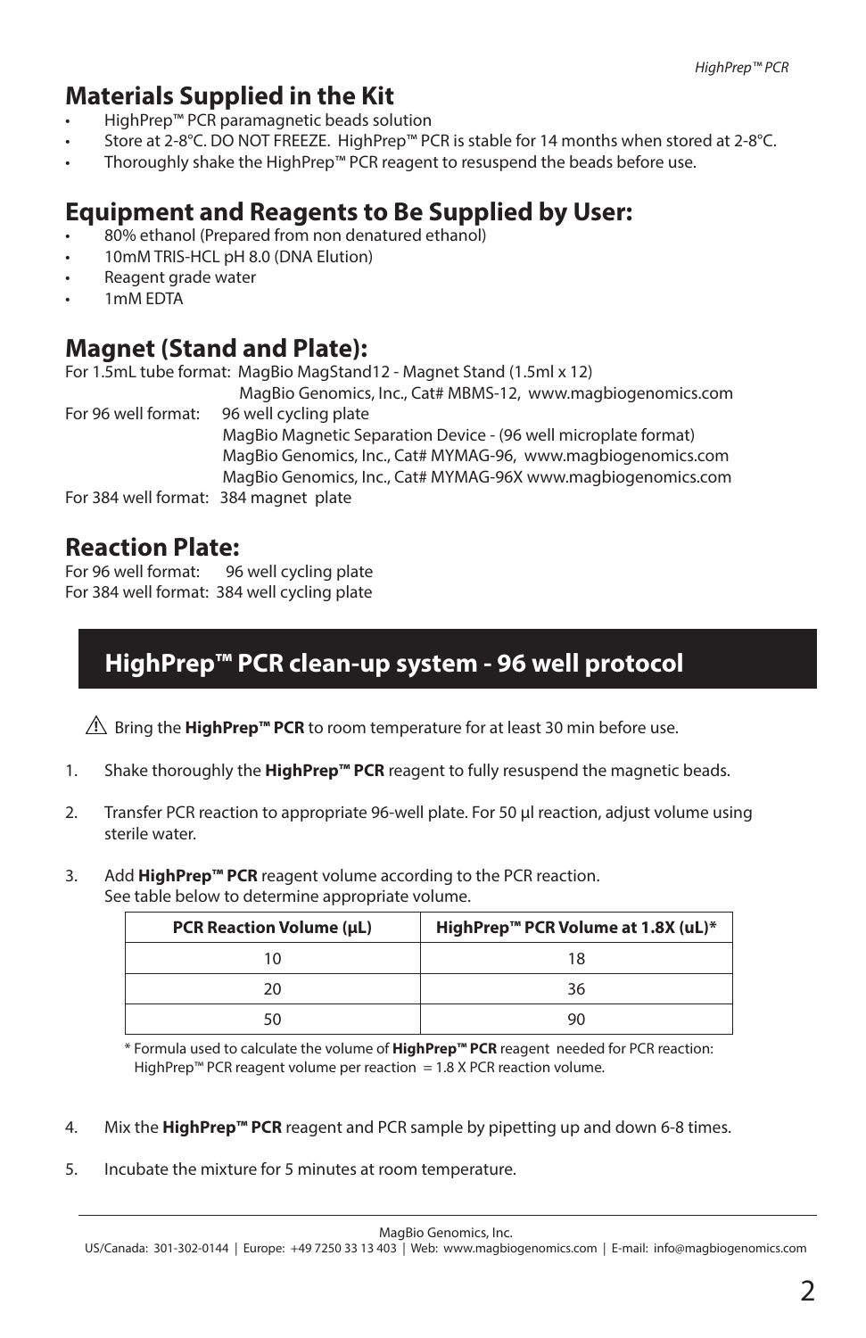## Materials Supplied in the Kit

- HighPrep™ PCR paramagnetic beads solution
- Store at 2-8°C. DO NOT FREEZE. HighPrep™ PCR is stable for 14 months when stored at 2-8°C.
- Thoroughly shake the HighPrep™ PCR reagent to resuspend the beads before use.

## Equipment and Reagents to Be Supplied by User:

- 80% ethanol (Prepared from non denatured ethanol)
- 10mM TRIS-HCL pH 8.0 (DNA Elution)
- Reagent grade water
- 1mM EDTA

## Magnet (Stand and Plate):

For 1.5mL tube format: MagBio MagStand12 - Magnet Stand (1.5ml x 12)
MagBio Genomics, Inc., Cat# MBMS-12, www.magbiogenomics.com

For 96 well format: 96 well cycling plate
MagBio Magnetic Separation Device - (96 well microplate format)
MagBio Genomics, Inc., Cat# MYMAG-96, www.magbiogenomics.com
MagBio Genomics, Inc., Cat# MYMAG-96X www.magbiogenomics.com

For 384 well format: 384 magnet plate

## Reaction Plate:

For 96 well format: 96 well cycling plate
For 384 well format: 384 well cycling plate

## HighPrep™ PCR clean-up system - 96 well protocol

⚠ Bring the **HighPrep™ PCR** to room temperature for at least 30 min before use.

1. Shake thoroughly the **HighPrep™ PCR** reagent to fully resuspend the magnetic beads.
2. Transfer PCR reaction to appropriate 96-well plate. For 50 µl reaction, adjust volume using sterile water.
3. Add **HighPrep™ PCR** reagent volume according to the PCR reaction.
   See table below to determine appropriate volume.

| PCR Reaction Volume (µL) | HighPrep™ PCR Volume at 1.8X (uL)* |
|---|---|
| 10 | 18 |
| 20 | 36 |
| 50 | 90 |

\* Formula used to calculate the volume of **HighPrep™ PCR** reagent needed for PCR reaction:
HighPrep™ PCR reagent volume per reaction = 1.8 X PCR reaction volume.

4. Mix the **HighPrep™ PCR** reagent and PCR sample by pipetting up and down 6-8 times.
5. Incubate the mixture for 5 minutes at room temperature.

MagBio Genomics, Inc.
US/Canada: 301-302-0144 | Europe: +49 7250 33 13 403 | Web: www.magbiogenomics.com | E-mail: info@magbiogenomics.com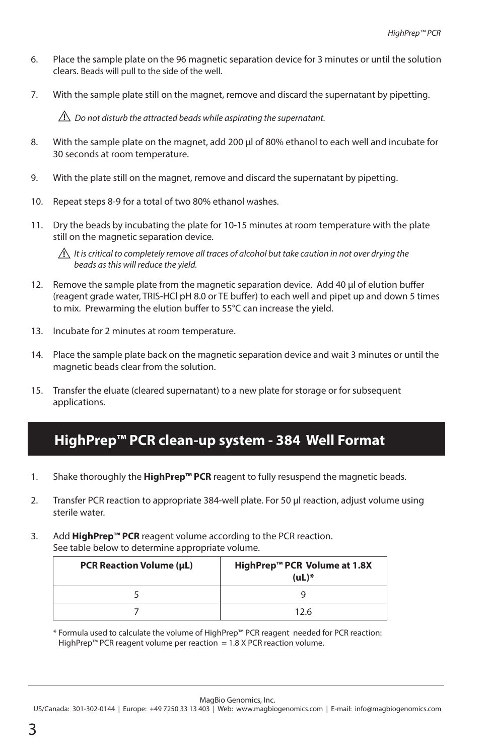6. Place the sample plate on the 96 magnetic separation device for 3 minutes or until the solution clears. Beads will pull to the side of the well.

7. With the sample plate still on the magnet, remove and discard the supernatant by pipetting.

   ⚠ *Do not disturb the attracted beads while aspirating the supernatant.*

8. With the sample plate on the magnet, add 200 µl of 80% ethanol to each well and incubate for 30 seconds at room temperature.

9. With the plate still on the magnet, remove and discard the supernatant by pipetting.

10. Repeat steps 8-9 for a total of two 80% ethanol washes.

11. Dry the beads by incubating the plate for 10-15 minutes at room temperature with the plate still on the magnetic separation device.

    ⚠ *It is critical to completely remove all traces of alcohol but take caution in not over drying the beads as this will reduce the yield.*

12. Remove the sample plate from the magnetic separation device. Add 40 µl of elution buffer (reagent grade water, TRIS-HCl pH 8.0 or TE buffer) to each well and pipet up and down 5 times to mix. Prewarming the elution buffer to 55°C can increase the yield.

13. Incubate for 2 minutes at room temperature.

14. Place the sample plate back on the magnetic separation device and wait 3 minutes or until the magnetic beads clear from the solution.

15. Transfer the eluate (cleared supernatant) to a new plate for storage or for subsequent applications.

## HighPrep™ PCR clean-up system - 384 Well Format

1. Shake thoroughly the **HighPrep™ PCR** reagent to fully resuspend the magnetic beads.

2. Transfer PCR reaction to appropriate 384-well plate. For 50 µl reaction, adjust volume using sterile water.

3. Add **HighPrep™ PCR** reagent volume according to the PCR reaction.
   See table below to determine appropriate volume.

| PCR Reaction Volume (µL) | HighPrep™ PCR Volume at 1.8X (uL)* |
|---|---|
| 5 | 9 |
| 7 | 12.6 |

\* Formula used to calculate the volume of HighPrep™ PCR reagent needed for PCR reaction:
HighPrep™ PCR reagent volume per reaction = 1.8 X PCR reaction volume.

MagBio Genomics, Inc.
US/Canada: 301-302-0144 | Europe: +49 7250 33 13 403 | Web: www.magbiogenomics.com | E-mail: info@magbiogenomics.com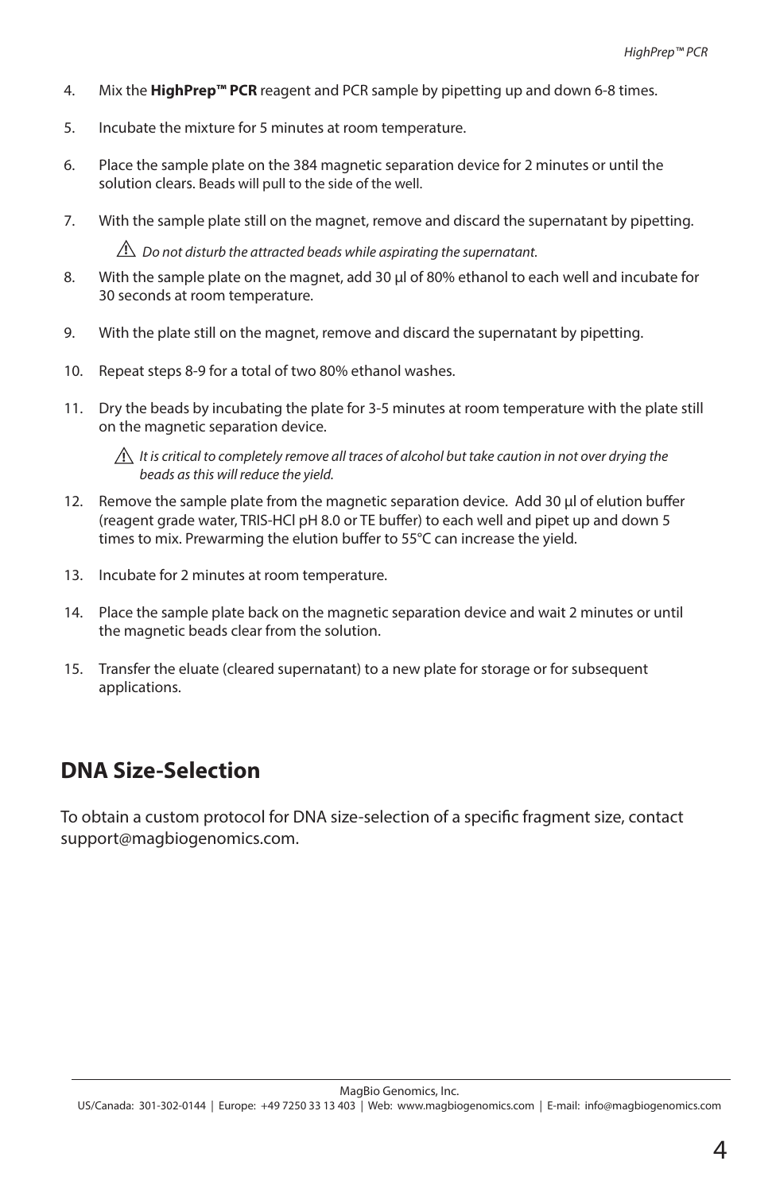4. Mix the **HighPrep™ PCR** reagent and PCR sample by pipetting up and down 6-8 times.

5. Incubate the mixture for 5 minutes at room temperature.

6. Place the sample plate on the 384 magnetic separation device for 2 minutes or until the solution clears. Beads will pull to the side of the well.

7. With the sample plate still on the magnet, remove and discard the supernatant by pipetting.

   ⚠ *Do not disturb the attracted beads while aspirating the supernatant.*

8. With the sample plate on the magnet, add 30 µl of 80% ethanol to each well and incubate for 30 seconds at room temperature.

9. With the plate still on the magnet, remove and discard the supernatant by pipetting.

10. Repeat steps 8-9 for a total of two 80% ethanol washes.

11. Dry the beads by incubating the plate for 3-5 minutes at room temperature with the plate still on the magnetic separation device.

    ⚠ *It is critical to completely remove all traces of alcohol but take caution in not over drying the beads as this will reduce the yield.*

12. Remove the sample plate from the magnetic separation device. Add 30 µl of elution buffer (reagent grade water, TRIS-HCl pH 8.0 or TE buffer) to each well and pipet up and down 5 times to mix. Prewarming the elution buffer to 55°C can increase the yield.

13. Incubate for 2 minutes at room temperature.

14. Place the sample plate back on the magnetic separation device and wait 2 minutes or until the magnetic beads clear from the solution.

15. Transfer the eluate (cleared supernatant) to a new plate for storage or for subsequent applications.

## DNA Size-Selection

To obtain a custom protocol for DNA size-selection of a specific fragment size, contact support@magbiogenomics.com.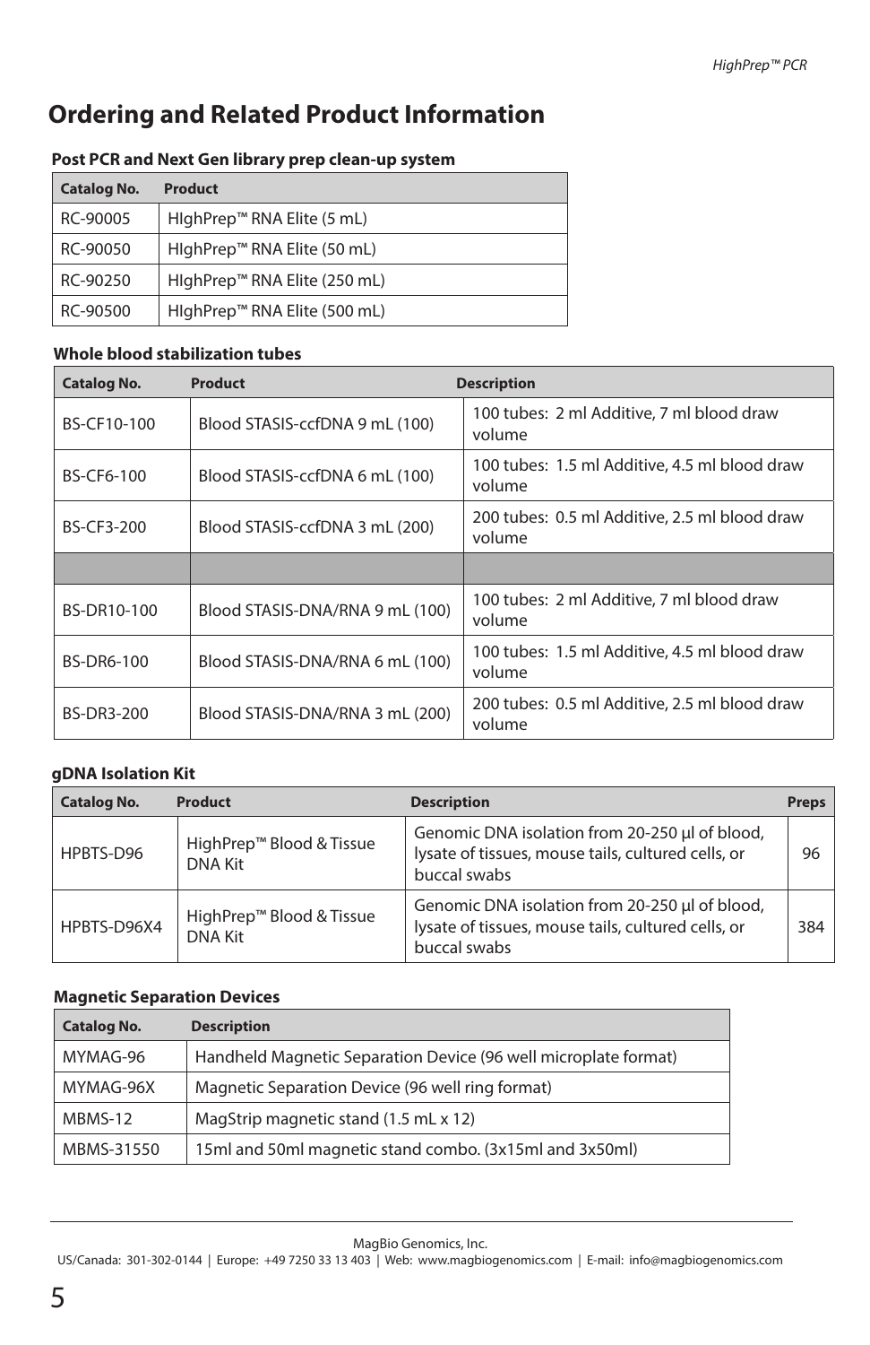# Ordering and Related Product Information

**Post PCR and Next Gen library prep clean-up system**

| Catalog No. | Product |
|---|---|
| RC-90005 | HIghPrep™ RNA Elite (5 mL) |
| RC-90050 | HIghPrep™ RNA Elite (50 mL) |
| RC-90250 | HIghPrep™ RNA Elite (250 mL) |
| RC-90500 | HIghPrep™ RNA Elite (500 mL) |

**Whole blood stabilization tubes**

| Catalog No. | Product | Description |
|---|---|---|
| BS-CF10-100 | Blood STASIS-ccfDNA 9 mL (100) | 100 tubes: 2 ml Additive, 7 ml blood draw volume |
| BS-CF6-100 | Blood STASIS-ccfDNA 6 mL (100) | 100 tubes: 1.5 ml Additive, 4.5 ml blood draw volume |
| BS-CF3-200 | Blood STASIS-ccfDNA 3 mL (200) | 200 tubes: 0.5 ml Additive, 2.5 ml blood draw volume |
| | | |
| BS-DR10-100 | Blood STASIS-DNA/RNA 9 mL (100) | 100 tubes: 2 ml Additive, 7 ml blood draw volume |
| BS-DR6-100 | Blood STASIS-DNA/RNA 6 mL (100) | 100 tubes: 1.5 ml Additive, 4.5 ml blood draw volume |
| BS-DR3-200 | Blood STASIS-DNA/RNA 3 mL (200) | 200 tubes: 0.5 ml Additive, 2.5 ml blood draw volume |

**gDNA Isolation Kit**

| Catalog No. | Product | Description | Preps |
|---|---|---|---|
| HPBTS-D96 | HighPrep™ Blood & Tissue DNA Kit | Genomic DNA isolation from 20-250 µl of blood, lysate of tissues, mouse tails, cultured cells, or buccal swabs | 96 |
| HPBTS-D96X4 | HighPrep™ Blood & Tissue DNA Kit | Genomic DNA isolation from 20-250 µl of blood, lysate of tissues, mouse tails, cultured cells, or buccal swabs | 384 |

**Magnetic Separation Devices**

| Catalog No. | Description |
|---|---|
| MYMAG-96 | Handheld Magnetic Separation Device (96 well microplate format) |
| MYMAG-96X | Magnetic Separation Device (96 well ring format) |
| MBMS-12 | MagStrip magnetic stand (1.5 mL x 12) |
| MBMS-31550 | 15ml and 50ml magnetic stand combo. (3x15ml and 3x50ml) |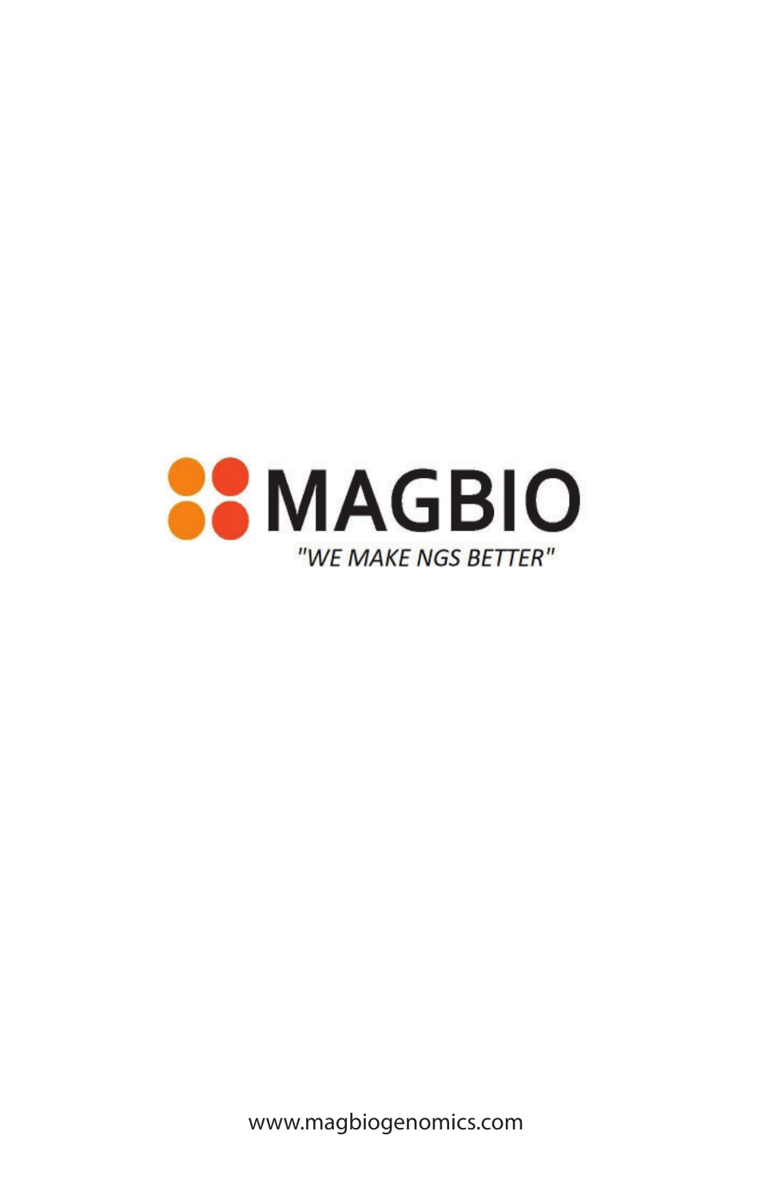MAGBIO

"WE MAKE NGS BETTER"

www.magbiogenomics.com